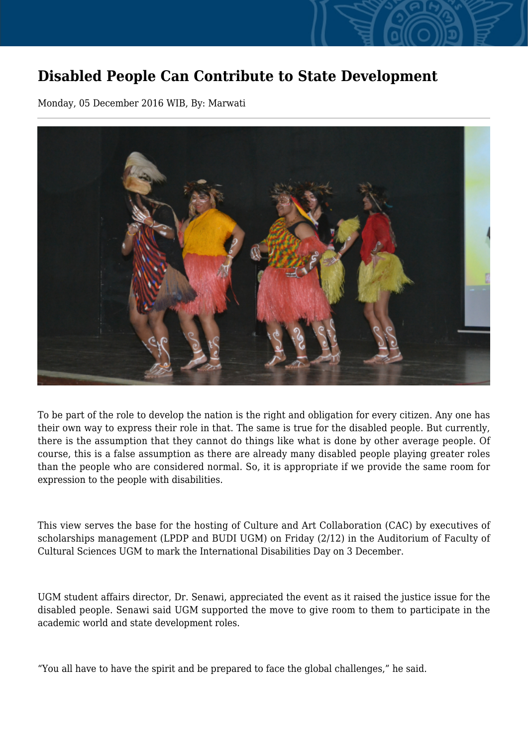# Disabled People Can Contribute to State Development

Monday, 05 December 2016 WIB, By: Marwati

---

To be part of the role to develop the nation is the right and obligation for every citizen. Any one has their own way to express their role in that. The same is true for the disabled people. But currently, there is the assumption that they cannot do things like what is done by other average people. Of course, this is a false assumption as there are already many disabled people playing greater roles than the people who are considered normal. So, it is appropriate if we provide the same room for expression to the people with disabilities.

This view serves the base for the hosting of Culture and Art Collaboration (CAC) by executives of scholarships management (LPDP and BUDI UGM) on Friday (2/12) in the Auditorium of Faculty of Cultural Sciences UGM to mark the International Disabilities Day on 3 December.

UGM student affairs director, Dr. Senawi, appreciated the event as it raised the justice issue for the disabled people. Senawi said UGM supported the move to give room to them to participate in the academic world and state development roles.

“You all have to have the spirit and be prepared to face the global challenges,” he said.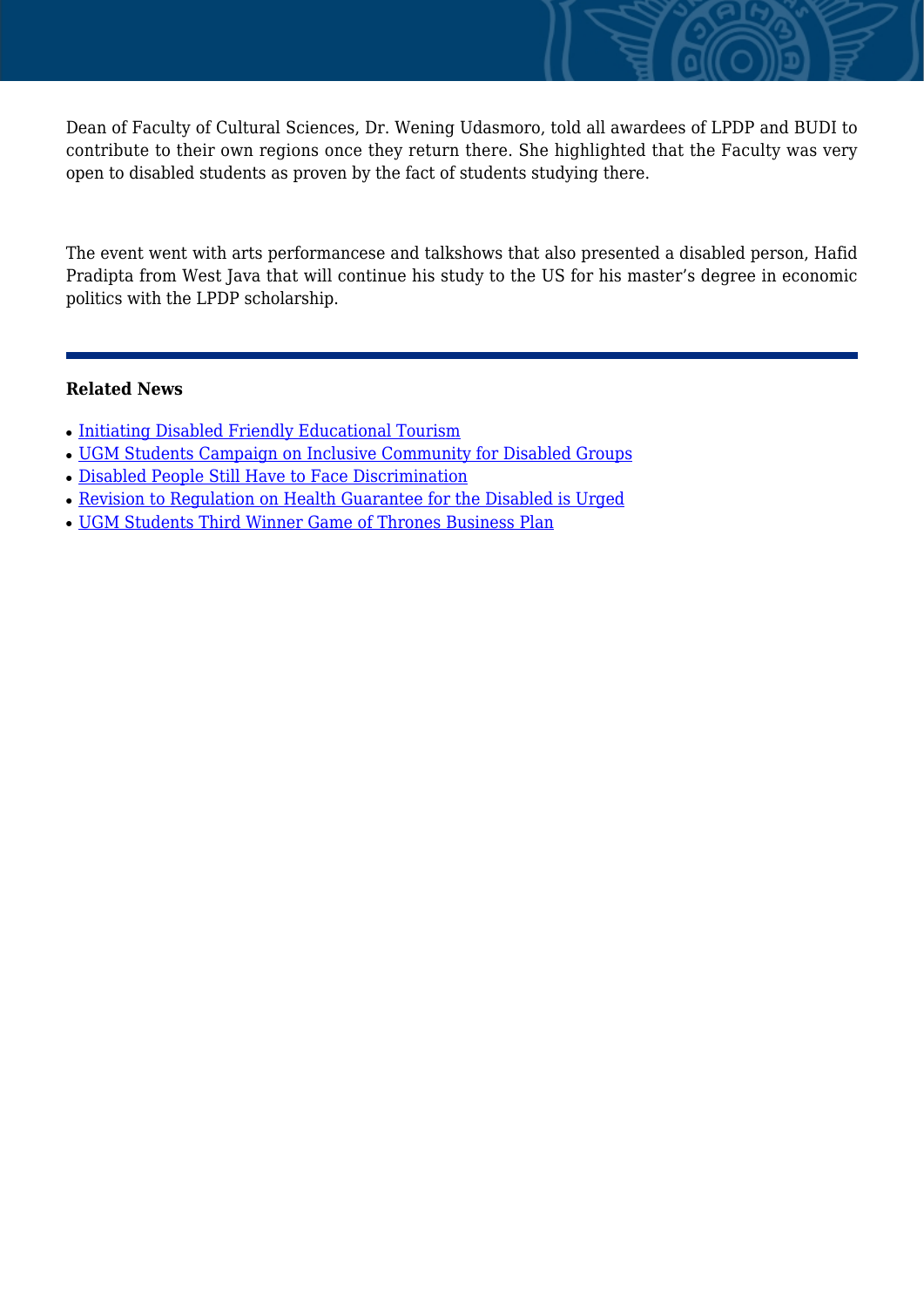Dean of Faculty of Cultural Sciences, Dr. Wening Udasmoro, told all awardees of LPDP and BUDI to contribute to their own regions once they return there. She highlighted that the Faculty was very open to disabled students as proven by the fact of students studying there.

The event went with arts performancese and talkshows that also presented a disabled person, Hafid Pradipta from West Java that will continue his study to the US for his master's degree in economic politics with the LPDP scholarship.

---

**Related News**

- Initiating Disabled Friendly Educational Tourism
- UGM Students Campaign on Inclusive Community for Disabled Groups
- Disabled People Still Have to Face Discrimination
- Revision to Regulation on Health Guarantee for the Disabled is Urged
- UGM Students Third Winner Game of Thrones Business Plan